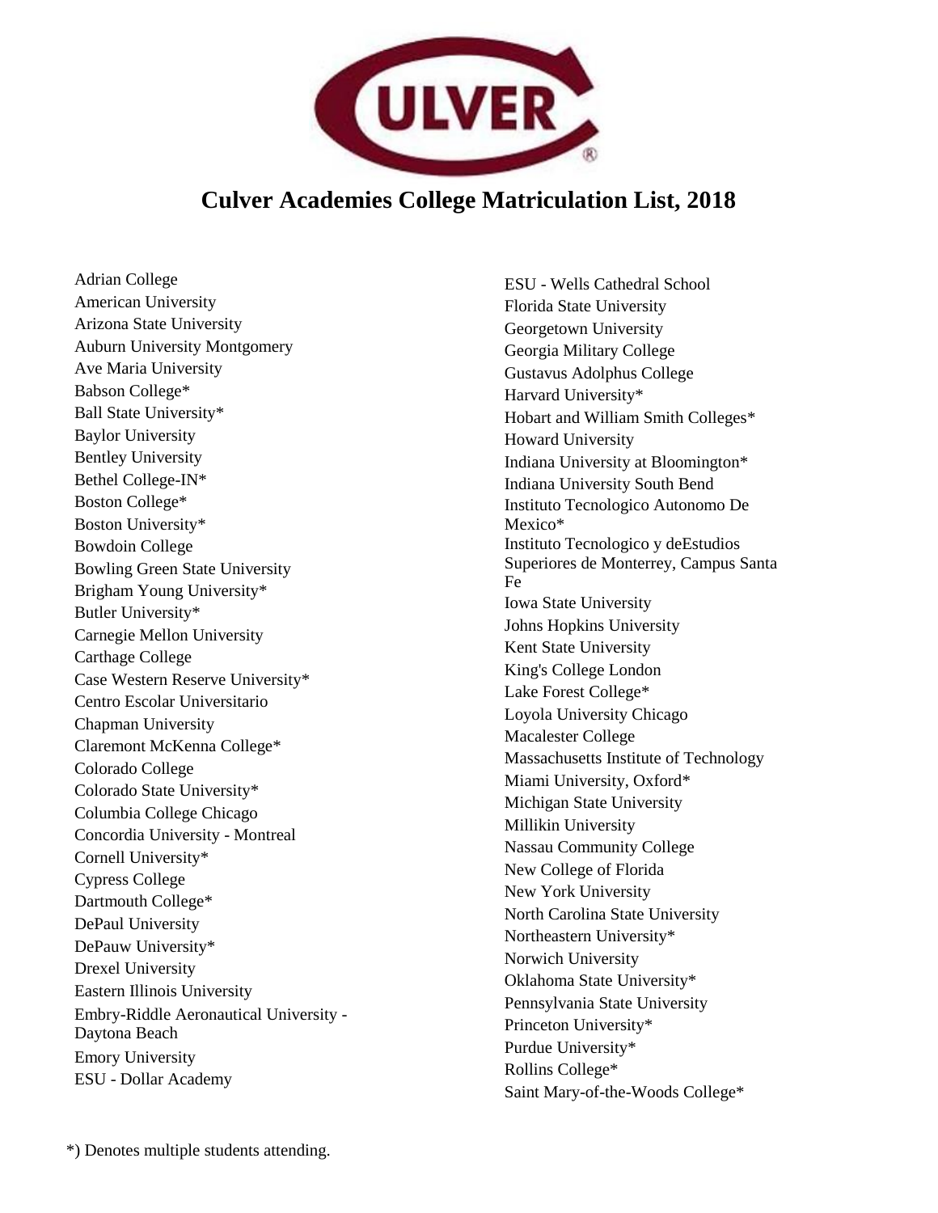# Culver Academies College Matriculation List, 2018

- Adrian College
- American University
- Arizona State University
- Auburn University Montgomery
- Ave Maria University
- Babson College*
- Ball State University*
- Baylor University
- Bentley University
- Bethel College-IN*
- Boston College*
- Boston University*
- Bowdoin College
- Bowling Green State University
- Brigham Young University*
- Butler University*
- Carnegie Mellon University
- Carthage College
- Case Western Reserve University*
- Centro Escolar Universitario
- Chapman University
- Claremont McKenna College*
- Colorado College
- Colorado State University*
- Columbia College Chicago
- Concordia University - Montreal
- Cornell University*
- Cypress College
- Dartmouth College*
- DePaul University
- DePauw University*
- Drexel University
- Eastern Illinois University
- Embry-Riddle Aeronautical University - Daytona Beach
- Emory University
- ESU - Dollar Academy
- ESU - Wells Cathedral School
- Florida State University
- Georgetown University
- Georgia Military College
- Gustavus Adolphus College
- Harvard University*
- Hobart and William Smith Colleges*
- Howard University
- Indiana University at Bloomington*
- Indiana University South Bend
- Instituto Tecnologico Autonomo De Mexico*
- Instituto Tecnologico y deEstudios Superiores de Monterrey, Campus Santa Fe
- Iowa State University
- Johns Hopkins University
- Kent State University
- King's College London
- Lake Forest College*
- Loyola University Chicago
- Macalester College
- Massachusetts Institute of Technology
- Miami University, Oxford*
- Michigan State University
- Millikin University
- Nassau Community College
- New College of Florida
- New York University
- North Carolina State University
- Northeastern University*
- Norwich University
- Oklahoma State University*
- Pennsylvania State University
- Princeton University*
- Purdue University*
- Rollins College*
- Saint Mary-of-the-Woods College*

*) Denotes multiple students attending.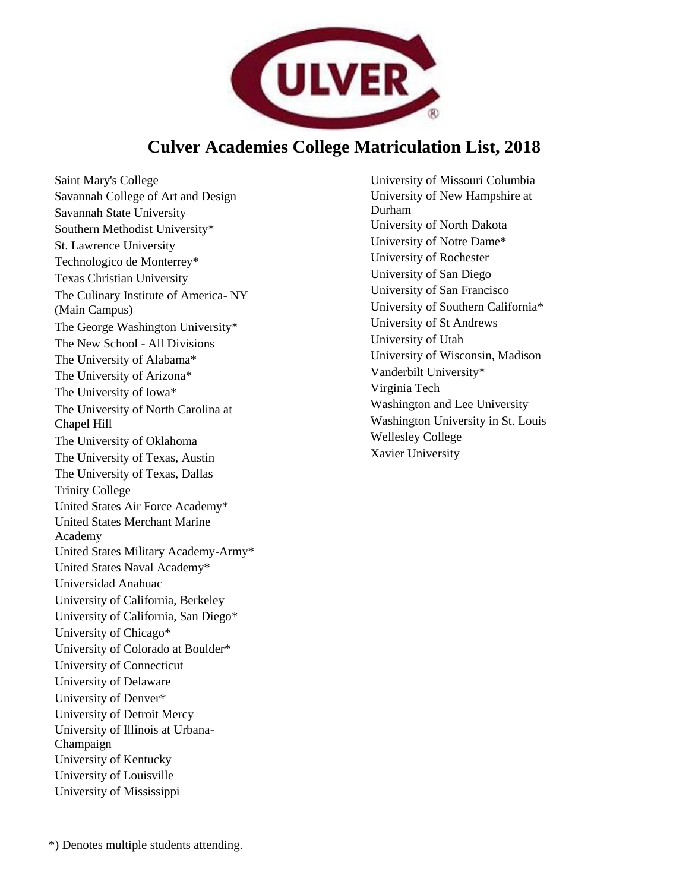# Culver Academies College Matriculation List, 2018

Saint Mary's College
Savannah College of Art and Design
Savannah State University
Southern Methodist University*
St. Lawrence University
Technologico de Monterrey*
Texas Christian University
The Culinary Institute of America- NY (Main Campus)
The George Washington University*
The New School - All Divisions
The University of Alabama*
The University of Arizona*
The University of Iowa*
The University of North Carolina at Chapel Hill
The University of Oklahoma
The University of Texas, Austin
The University of Texas, Dallas
Trinity College
United States Air Force Academy*
United States Merchant Marine Academy
United States Military Academy-Army*
United States Naval Academy*
Universidad Anahuac
University of California, Berkeley
University of California, San Diego*
University of Chicago*
University of Colorado at Boulder*
University of Connecticut
University of Delaware
University of Denver*
University of Detroit Mercy
University of Illinois at Urbana-Champaign
University of Kentucky
University of Louisville
University of Mississippi
University of Missouri Columbia
University of New Hampshire at Durham
University of North Dakota
University of Notre Dame*
University of Rochester
University of San Diego
University of San Francisco
University of Southern California*
University of St Andrews
University of Utah
University of Wisconsin, Madison
Vanderbilt University*
Virginia Tech
Washington and Lee University
Washington University in St. Louis
Wellesley College
Xavier University

*) Denotes multiple students attending.